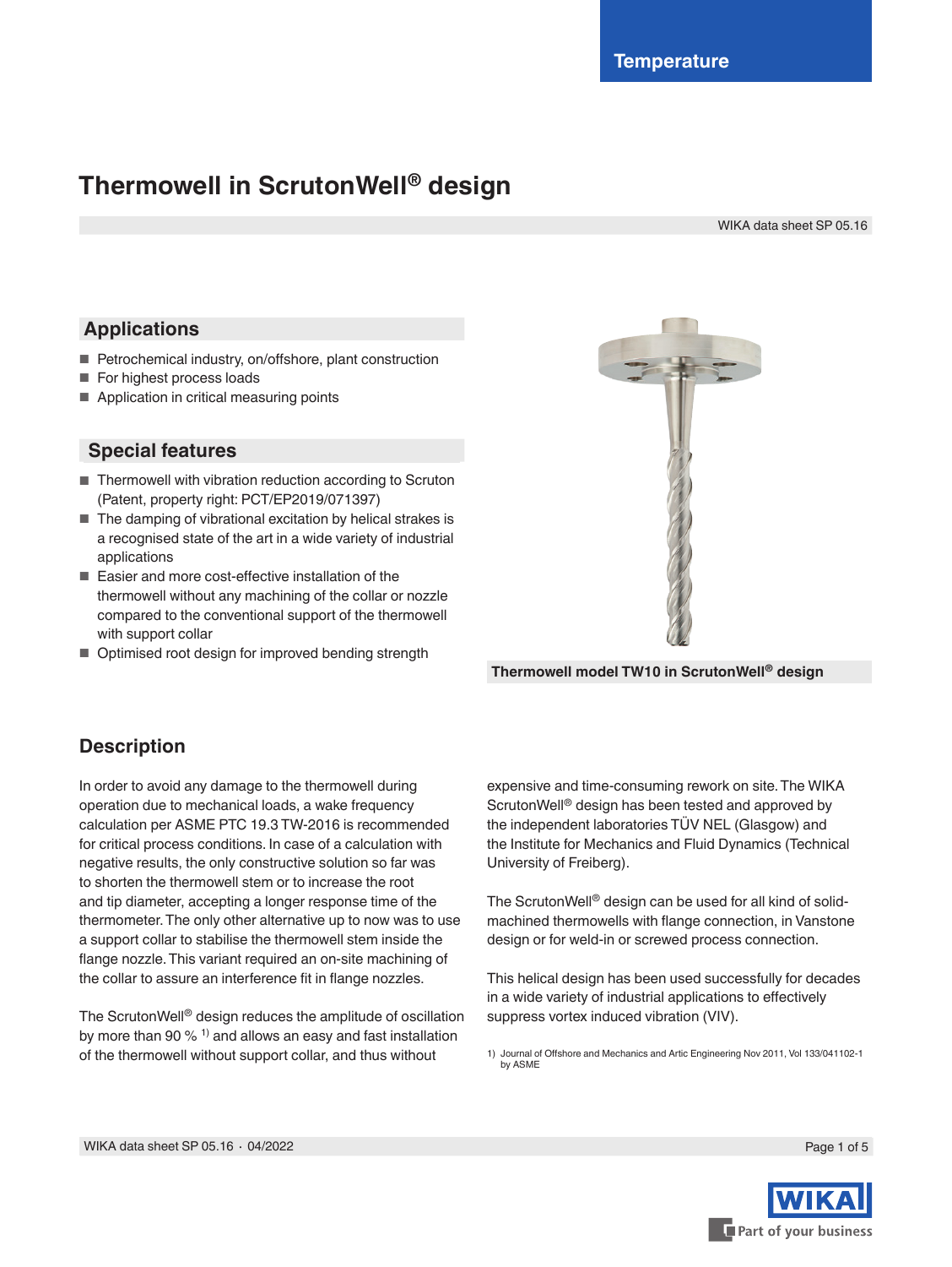# Thermowell in ScrutonWell® design

WIKA data sheet SP 05.16

## Applications

- Petrochemical industry, on/offshore, plant construction
- For highest process loads
- Application in critical measuring points

## Special features

- Thermowell with vibration reduction according to Scruton (Patent, property right: PCT/EP2019/071397)
- The damping of vibrational excitation by helical strakes is a recognised state of the art in a wide variety of industrial applications
- Easier and more cost-effective installation of the thermowell without any machining of the collar or nozzle compared to the conventional support of the thermowell with support collar
- Optimised root design for improved bending strength

**Thermowell model TW10 in ScrutonWell® design**

## Description

In order to avoid any damage to the thermowell during operation due to mechanical loads, a wake frequency calculation per ASME PTC 19.3 TW-2016 is recommended for critical process conditions. In case of a calculation with negative results, the only constructive solution so far was to shorten the thermowell stem or to increase the root and tip diameter, accepting a longer response time of the thermometer. The only other alternative up to now was to use a support collar to stabilise the thermowell stem inside the flange nozzle. This variant required an on-site machining of the collar to assure an interference fit in flange nozzles.

The ScrutonWell® design reduces the amplitude of oscillation by more than 90 % [1] and allows an easy and fast installation of the thermowell without support collar, and thus without expensive and time-consuming rework on site. The WIKA ScrutonWell® design has been tested and approved by the independent laboratories TÜV NEL (Glasgow) and the Institute for Mechanics and Fluid Dynamics (Technical University of Freiberg).

The ScrutonWell® design can be used for all kind of solid-machined thermowells with flange connection, in Vanstone design or for weld-in or screwed process connection.

This helical design has been used successfully for decades in a wide variety of industrial applications to effectively suppress vortex induced vibration (VIV).

1) Journal of Offshore and Mechanics and Artic Engineering Nov 2011, Vol 133/041102-1 by ASME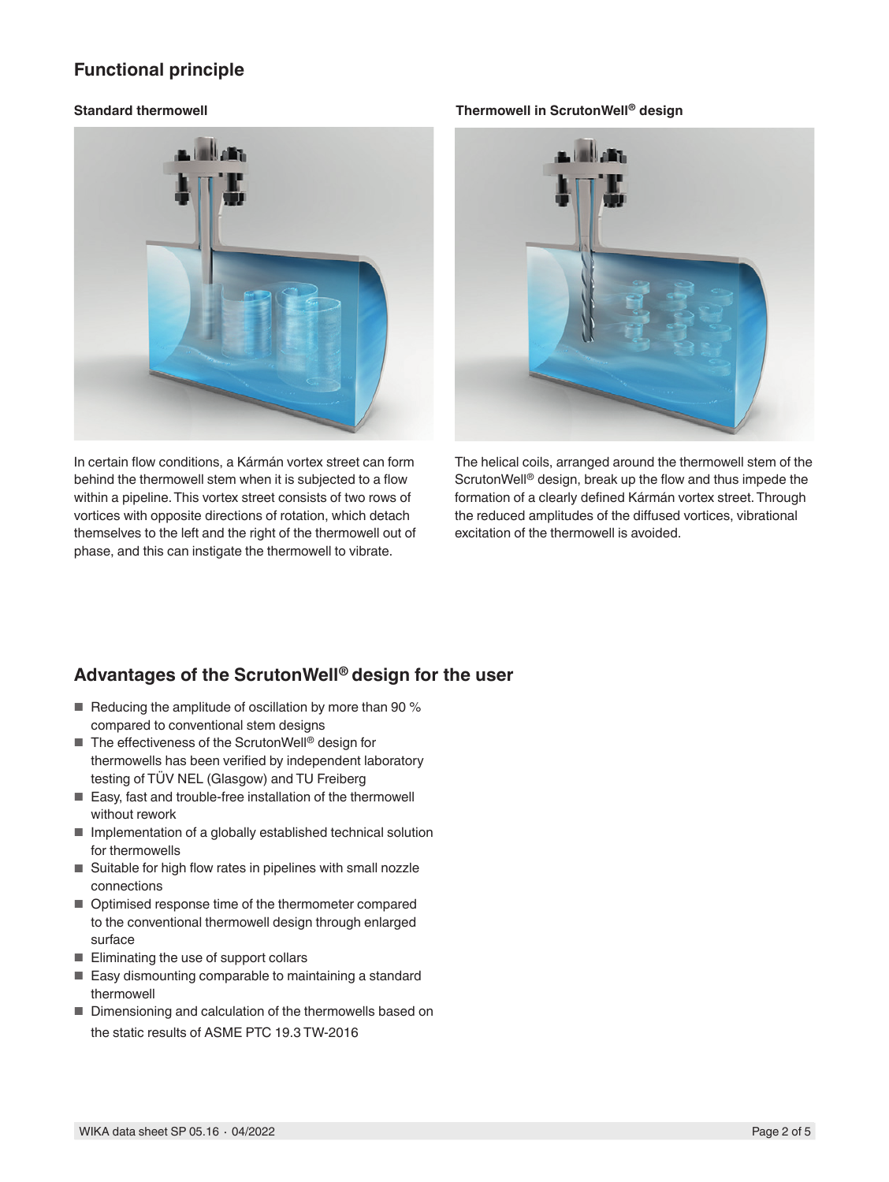## Functional principle

### Standard thermowell

In certain flow conditions, a Kármán vortex street can form behind the thermowell stem when it is subjected to a flow within a pipeline. This vortex street consists of two rows of vortices with opposite directions of rotation, which detach themselves to the left and the right of the thermowell out of phase, and this can instigate the thermowell to vibrate.

### Thermowell in ScrutonWell® design

The helical coils, arranged around the thermowell stem of the ScrutonWell® design, break up the flow and thus impede the formation of a clearly defined Kármán vortex street. Through the reduced amplitudes of the diffused vortices, vibrational excitation of the thermowell is avoided.

## Advantages of the ScrutonWell® design for the user

- Reducing the amplitude of oscillation by more than 90 % compared to conventional stem designs
- The effectiveness of the ScrutonWell® design for thermowells has been verified by independent laboratory testing of TÜV NEL (Glasgow) and TU Freiberg
- Easy, fast and trouble-free installation of the thermowell without rework
- Implementation of a globally established technical solution for thermowells
- Suitable for high flow rates in pipelines with small nozzle connections
- Optimised response time of the thermometer compared to the conventional thermowell design through enlarged surface
- Eliminating the use of support collars
- Easy dismounting comparable to maintaining a standard thermowell
- Dimensioning and calculation of the thermowells based on the static results of ASME PTC 19.3 TW-2016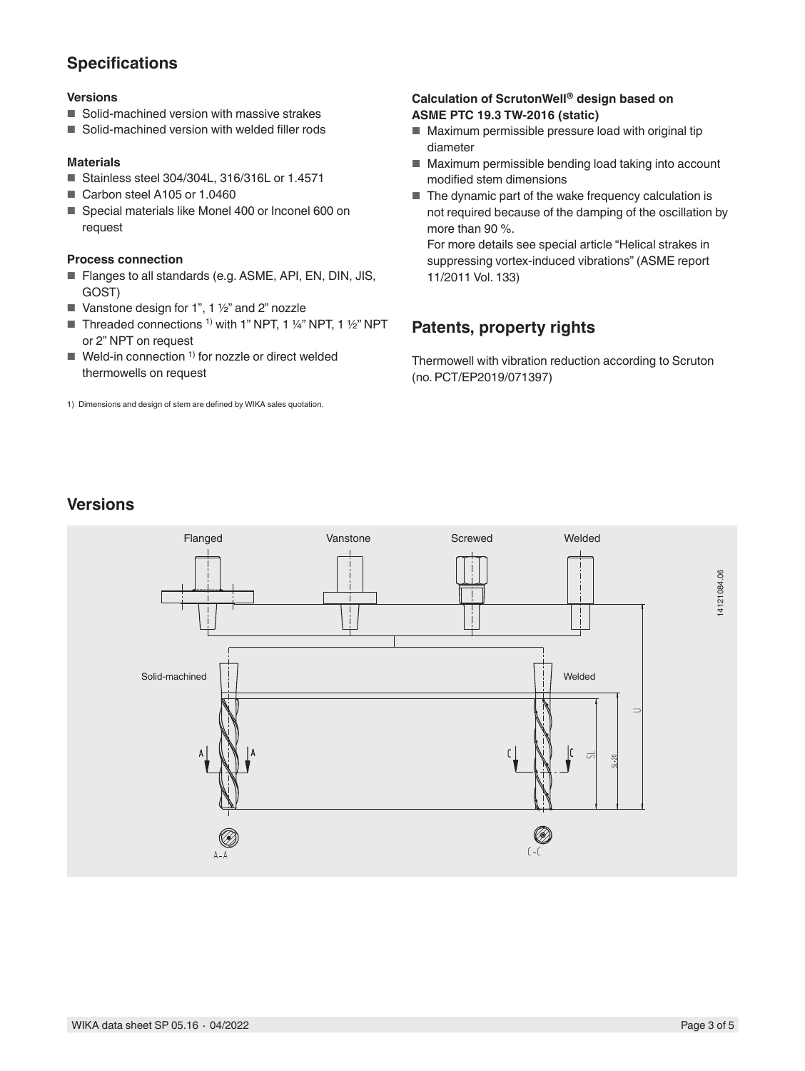## Specifications

### Versions

- Solid-machined version with massive strakes
- Solid-machined version with welded filler rods

### Materials

- Stainless steel 304/304L, 316/316L or 1.4571
- Carbon steel A105 or 1.0460
- Special materials like Monel 400 or Inconel 600 on request

### Process connection

- Flanges to all standards (e.g. ASME, API, EN, DIN, JIS, GOST)
- Vanstone design for 1", 1 ½" and 2" nozzle
- Threaded connections [1] with 1" NPT, 1 ¼" NPT, 1 ½" NPT or 2" NPT on request
- Weld-in connection [1] for nozzle or direct welded thermowells on request

1) Dimensions and design of stem are defined by WIKA sales quotation.

### Calculation of ScrutonWell® design based on ASME PTC 19.3 TW-2016 (static)

- Maximum permissible pressure load with original tip diameter
- Maximum permissible bending load taking into account modified stem dimensions
- The dynamic part of the wake frequency calculation is not required because of the damping of the oscillation by more than 90 %.
  For more details see special article "Helical strakes in suppressing vortex-induced vibrations" (ASME report 11/2011 Vol. 133)

## Patents, property rights

Thermowell with vibration reduction according to Scruton (no. PCT/EP2019/071397)

## Versions

Flanged | Vanstone | Screwed | Welded

Solid-machined | Welded

A-A | C-C

U | SL | SL-20

14121084.06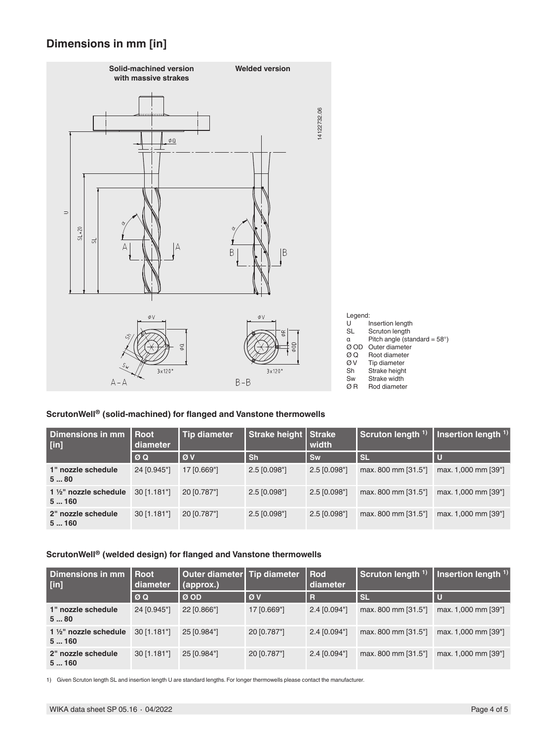## Dimensions in mm [in]

Legend:

- U Insertion length
- SL Scruton length
- α Pitch angle (standard = 58°)
- Ø OD Outer diameter
- Ø Q Root diameter
- Ø V Tip diameter
- Sh Strake height
- Sw Strake width
- Ø R Rod diameter

### ScrutonWell® (solid-machined) for flanged and Vanstone thermowells

| Dimensions in mm [in] | Root diameter | Tip diameter | Strake height | Strake width | Scruton length [1] | Insertion length [1] |
|---|---|---|---|---|---|---|
| | Ø Q | Ø V | Sh | Sw | SL | U |
| **1" nozzle schedule 5 ... 80** | 24 [0.945"] | 17 [0.669"] | 2.5 [0.098"] | 2.5 [0.098"] | max. 800 mm [31.5"] | max. 1,000 mm [39"] |
| **1 ½" nozzle schedule 5 ... 160** | 30 [1.181"] | 20 [0.787"] | 2.5 [0.098"] | 2.5 [0.098"] | max. 800 mm [31.5"] | max. 1,000 mm [39"] |
| **2" nozzle schedule 5 ... 160** | 30 [1.181"] | 20 [0.787"] | 2.5 [0.098"] | 2.5 [0.098"] | max. 800 mm [31.5"] | max. 1,000 mm [39"] |

### ScrutonWell® (welded design) for flanged and Vanstone thermowells

| Dimensions in mm [in] | Root diameter | Outer diameter (approx.) | Tip diameter | Rod diameter | Scruton length [1] | Insertion length [1] |
|---|---|---|---|---|---|---|
| | Ø Q | Ø OD | Ø V | R | SL | U |
| **1" nozzle schedule 5 ... 80** | 24 [0.945"] | 22 [0.866"] | 17 [0.669"] | 2.4 [0.094"] | max. 800 mm [31.5"] | max. 1,000 mm [39"] |
| **1 ½" nozzle schedule 5 ... 160** | 30 [1.181"] | 25 [0.984"] | 20 [0.787"] | 2.4 [0.094"] | max. 800 mm [31.5"] | max. 1,000 mm [39"] |
| **2" nozzle schedule 5 ... 160** | 30 [1.181"] | 25 [0.984"] | 20 [0.787"] | 2.4 [0.094"] | max. 800 mm [31.5"] | max. 1,000 mm [39"] |

1) Given Scruton length SL and insertion length U are standard lengths. For longer thermowells please contact the manufacturer.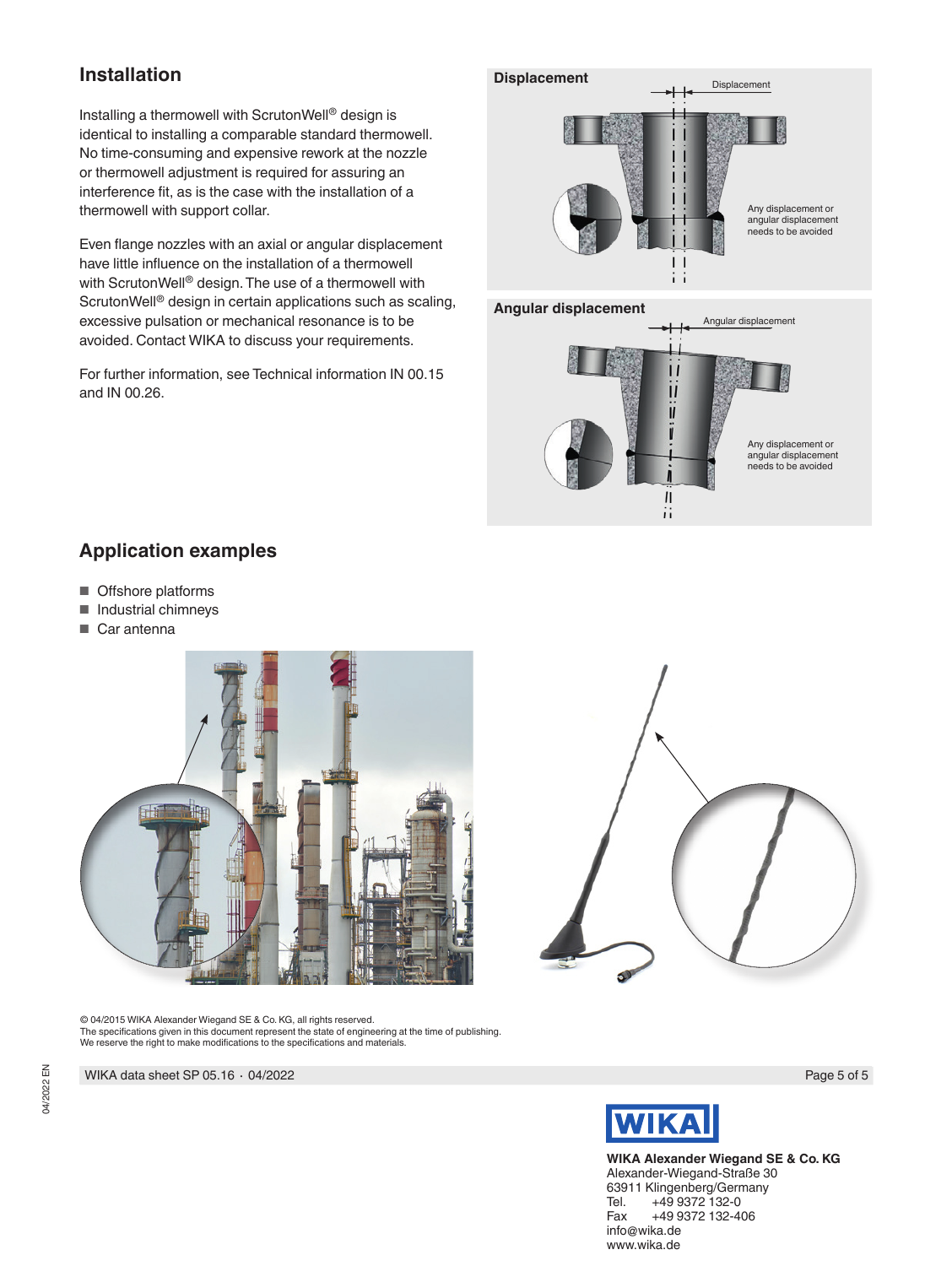## Installation

Installing a thermowell with ScrutonWell® design is identical to installing a comparable standard thermowell. No time-consuming and expensive rework at the nozzle or thermowell adjustment is required for assuring an interference fit, as is the case with the installation of a thermowell with support collar.

Even flange nozzles with an axial or angular displacement have little influence on the installation of a thermowell with ScrutonWell® design. The use of a thermowell with ScrutonWell® design in certain applications such as scaling, excessive pulsation or mechanical resonance is to be avoided. Contact WIKA to discuss your requirements.

For further information, see Technical information IN 00.15 and IN 00.26.

**Displacement**

Displacement

Any displacement or angular displacement needs to be avoided

**Angular displacement**

Angular displacement

Any displacement or angular displacement needs to be avoided

## Application examples

- Offshore platforms
- Industrial chimneys
- Car antenna

© 04/2015 WIKA Alexander Wiegand SE & Co. KG, all rights reserved.
The specifications given in this document represent the state of engineering at the time of publishing.
We reserve the right to make modifications to the specifications and materials.

**WIKA Alexander Wiegand SE & Co. KG**
Alexander-Wiegand-Straße 30
63911 Klingenberg/Germany
Tel. +49 9372 132-0
Fax +49 9372 132-406
info@wika.de
www.wika.de